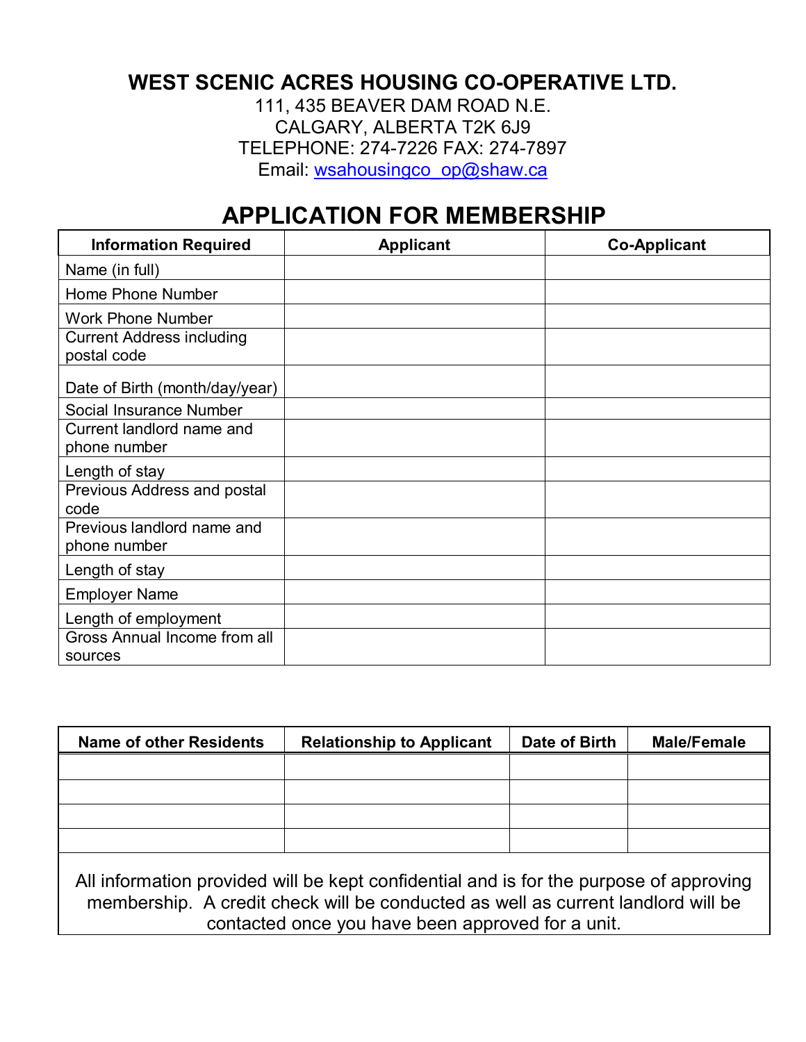**WEST SCENIC ACRES HOUSING CO-OPERATIVE LTD.**

111, 435 BEAVER DAM ROAD N.E.
CALGARY, ALBERTA T2K 6J9
TELEPHONE: 274-7226 FAX: 274-7897
Email: wsahousingco_op@shaw.ca

# APPLICATION FOR MEMBERSHIP

| Information Required | Applicant | Co-Applicant |
|---|---|---|
| Name (in full) | | |
| Home Phone Number | | |
| Work Phone Number | | |
| Current Address including postal code | | |
| Date of Birth (month/day/year) | | |
| Social Insurance Number | | |
| Current landlord name and phone number | | |
| Length of stay | | |
| Previous Address and postal code | | |
| Previous landlord name and phone number | | |
| Length of stay | | |
| Employer Name | | |
| Length of employment | | |
| Gross Annual Income from all sources | | |

| Name of other Residents | Relationship to Applicant | Date of Birth | Male/Female |
|---|---|---|---|
| | | | |
| | | | |
| | | | |
| | | | |

All information provided will be kept confidential and is for the purpose of approving membership. A credit check will be conducted as well as current landlord will be contacted once you have been approved for a unit.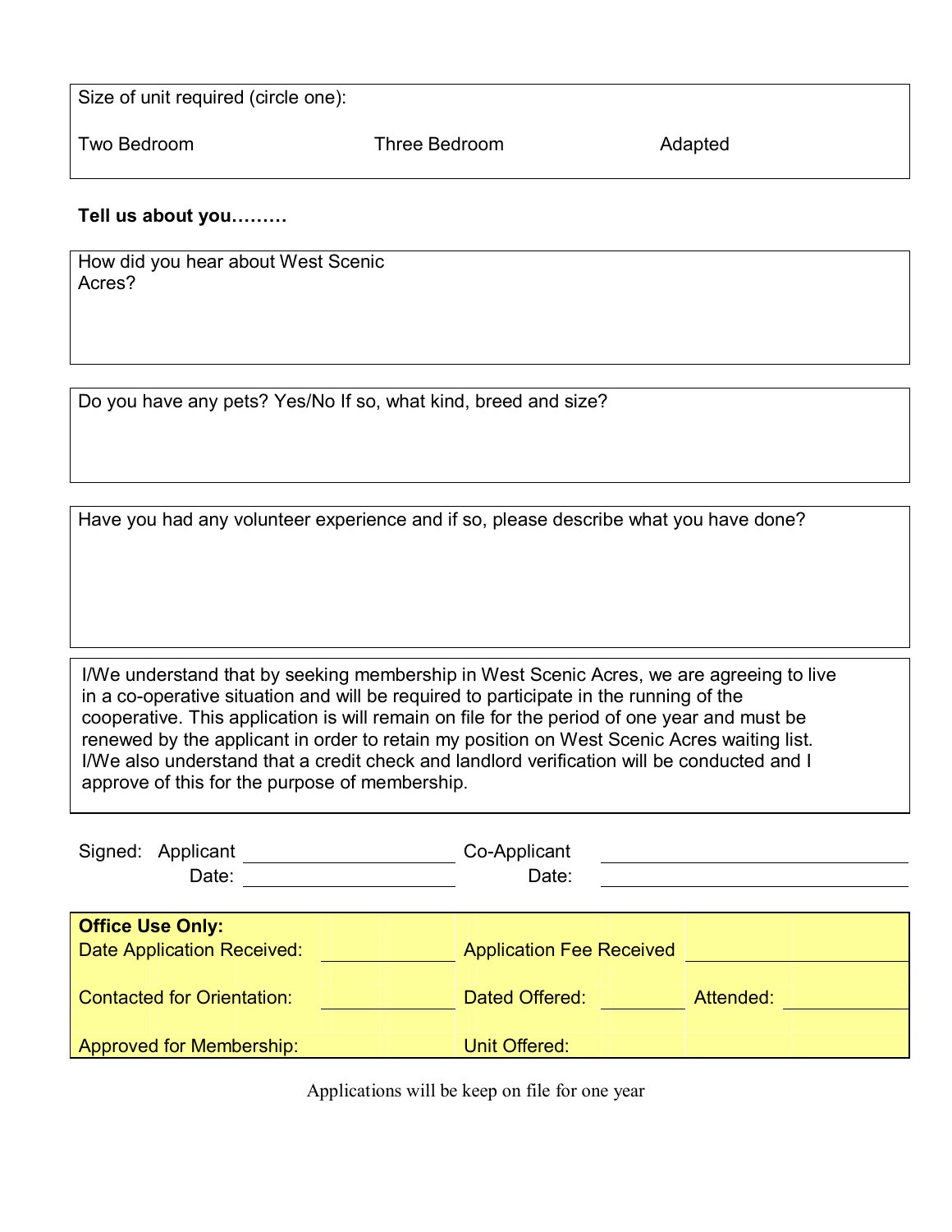| | | |
|---|---|---|
| Size of unit required (circle one): | | |
| Two Bedroom | Three Bedroom | Adapted |

**Tell us about you………**

How did you hear about West Scenic Acres?

Do you have any pets? Yes/No If so, what kind, breed and size?

Have you had any volunteer experience and if so, please describe what you have done?

I/We understand that by seeking membership in West Scenic Acres, we are agreeing to live in a co-operative situation and will be required to participate in the running of the cooperative. This application is will remain on file for the period of one year and must be renewed by the applicant in order to retain my position on West Scenic Acres waiting list. I/We also understand that a credit check and landlord verification will be conducted and I approve of this for the purpose of membership.

Signed: Applicant ____________________ Co-Applicant ____________________

Date: ____________________ Date: ____________________

| **Office Use Only:** | | | | | |
|---|---|---|---|---|---|
| Date Application Received: | | Application Fee Received | | | |
| Contacted for Orientation: | | Dated Offered: | | Attended: | |
| Approved for Membership: | | Unit Offered: | | | |

Applications will be keep on file for one year